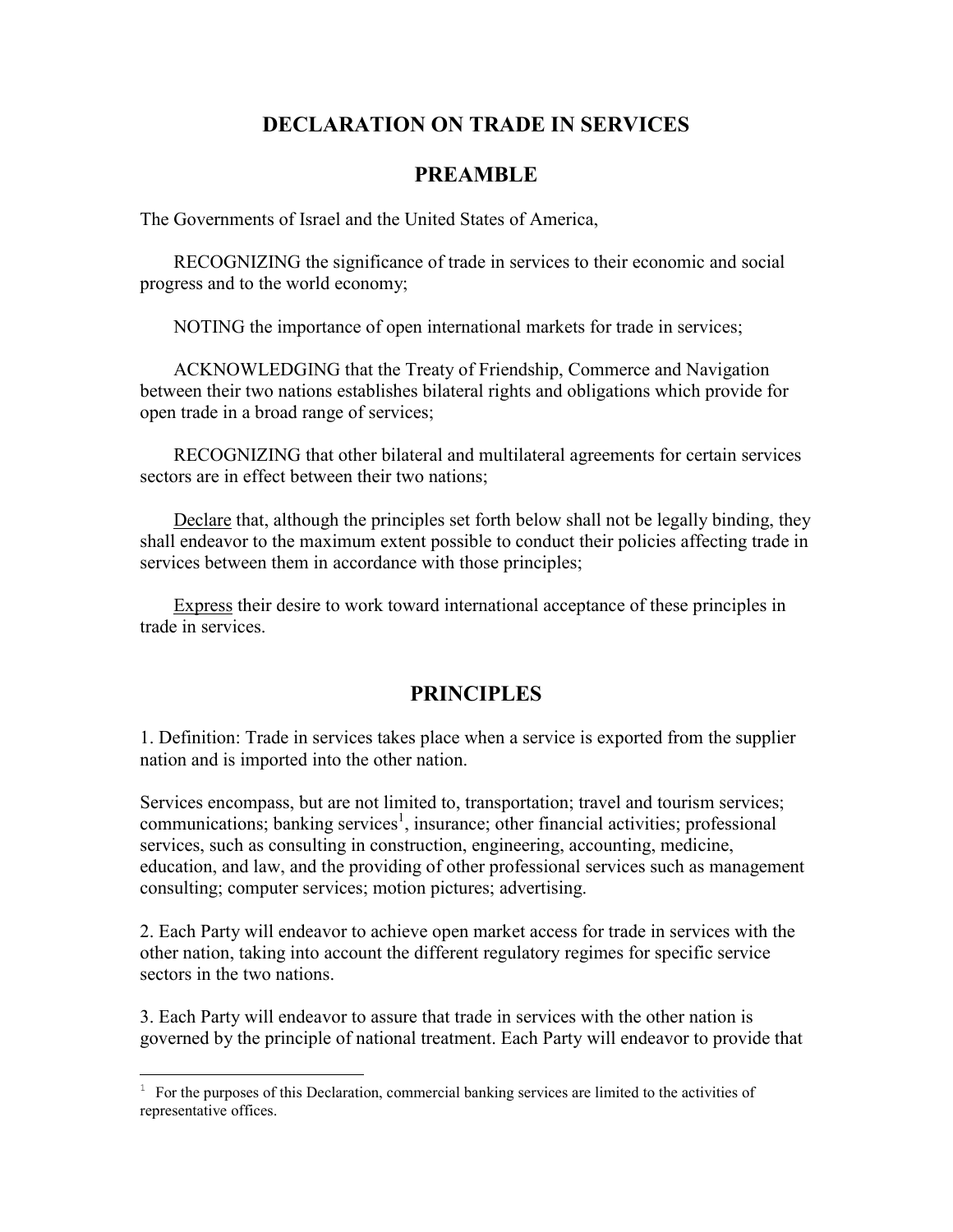# DECLARATION ON TRADE IN SERVICES

## PREAMBLE

The Governments of Israel and the United States of America,

RECOGNIZING the significance of trade in services to their economic and social progress and to the world economy;

NOTING the importance of open international markets for trade in services;

ACKNOWLEDGING that the Treaty of Friendship, Commerce and Navigation between their two nations establishes bilateral rights and obligations which provide for open trade in a broad range of services;

RECOGNIZING that other bilateral and multilateral agreements for certain services sectors are in effect between their two nations;

Declare that, although the principles set forth below shall not be legally binding, they shall endeavor to the maximum extent possible to conduct their policies affecting trade in services between them in accordance with those principles;

Express their desire to work toward international acceptance of these principles in trade in services.

## PRINCIPLES

1. Definition: Trade in services takes place when a service is exported from the supplier nation and is imported into the other nation.

Services encompass, but are not limited to, transportation; travel and tourism services; communications; banking services[1], insurance; other financial activities; professional services, such as consulting in construction, engineering, accounting, medicine, education, and law, and the providing of other professional services such as management consulting; computer services; motion pictures; advertising.

2. Each Party will endeavor to achieve open market access for trade in services with the other nation, taking into account the different regulatory regimes for specific service sectors in the two nations.

3. Each Party will endeavor to assure that trade in services with the other nation is governed by the principle of national treatment. Each Party will endeavor to provide that

---

[1] For the purposes of this Declaration, commercial banking services are limited to the activities of representative offices.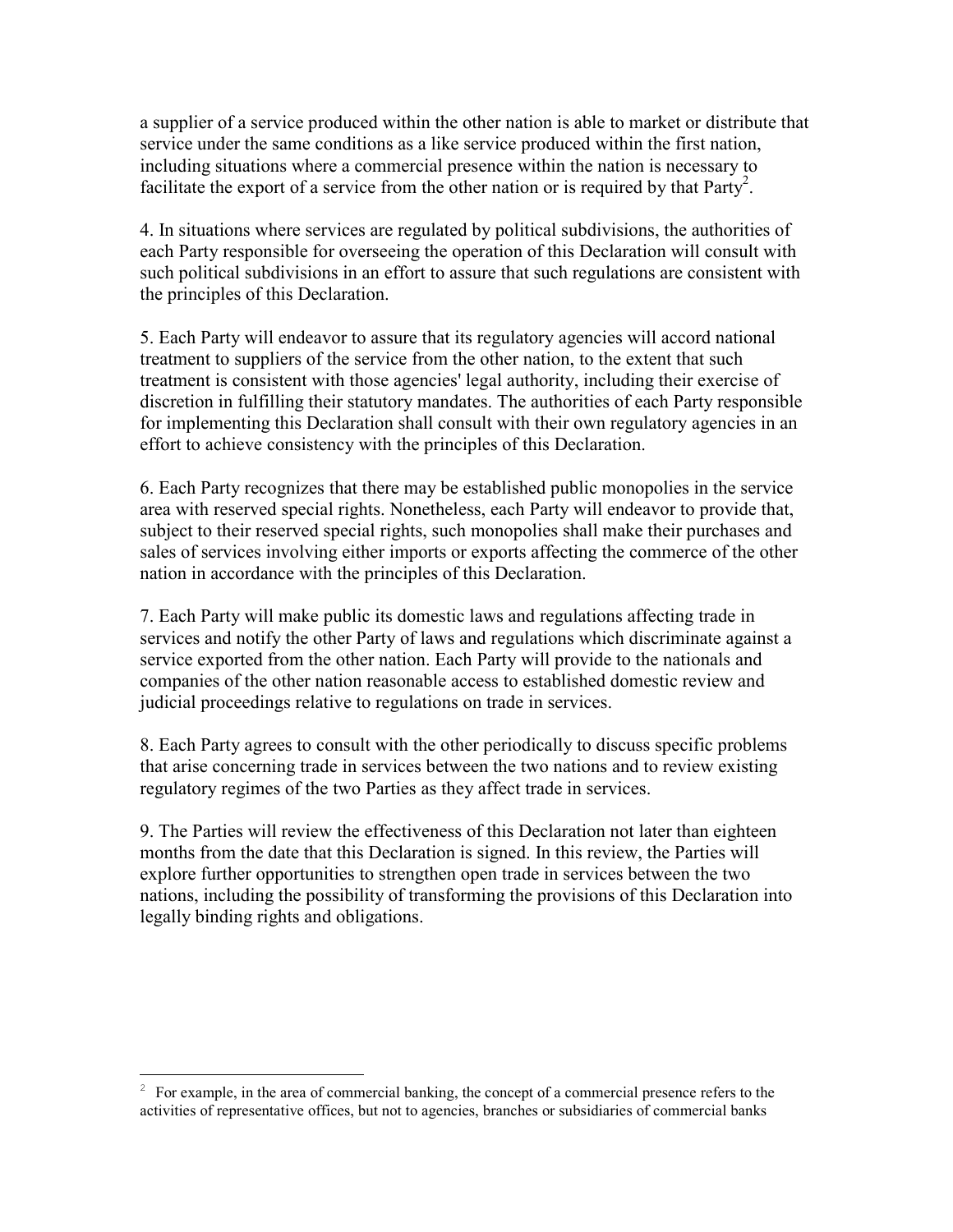a supplier of a service produced within the other nation is able to market or distribute that service under the same conditions as a like service produced within the first nation, including situations where a commercial presence within the nation is necessary to facilitate the export of a service from the other nation or is required by that Party[2].

4. In situations where services are regulated by political subdivisions, the authorities of each Party responsible for overseeing the operation of this Declaration will consult with such political subdivisions in an effort to assure that such regulations are consistent with the principles of this Declaration.

5. Each Party will endeavor to assure that its regulatory agencies will accord national treatment to suppliers of the service from the other nation, to the extent that such treatment is consistent with those agencies' legal authority, including their exercise of discretion in fulfilling their statutory mandates. The authorities of each Party responsible for implementing this Declaration shall consult with their own regulatory agencies in an effort to achieve consistency with the principles of this Declaration.

6. Each Party recognizes that there may be established public monopolies in the service area with reserved special rights. Nonetheless, each Party will endeavor to provide that, subject to their reserved special rights, such monopolies shall make their purchases and sales of services involving either imports or exports affecting the commerce of the other nation in accordance with the principles of this Declaration.

7. Each Party will make public its domestic laws and regulations affecting trade in services and notify the other Party of laws and regulations which discriminate against a service exported from the other nation. Each Party will provide to the nationals and companies of the other nation reasonable access to established domestic review and judicial proceedings relative to regulations on trade in services.

8. Each Party agrees to consult with the other periodically to discuss specific problems that arise concerning trade in services between the two nations and to review existing regulatory regimes of the two Parties as they affect trade in services.

9. The Parties will review the effectiveness of this Declaration not later than eighteen months from the date that this Declaration is signed. In this review, the Parties will explore further opportunities to strengthen open trade in services between the two nations, including the possibility of transforming the provisions of this Declaration into legally binding rights and obligations.

---

[2] For example, in the area of commercial banking, the concept of a commercial presence refers to the activities of representative offices, but not to agencies, branches or subsidiaries of commercial banks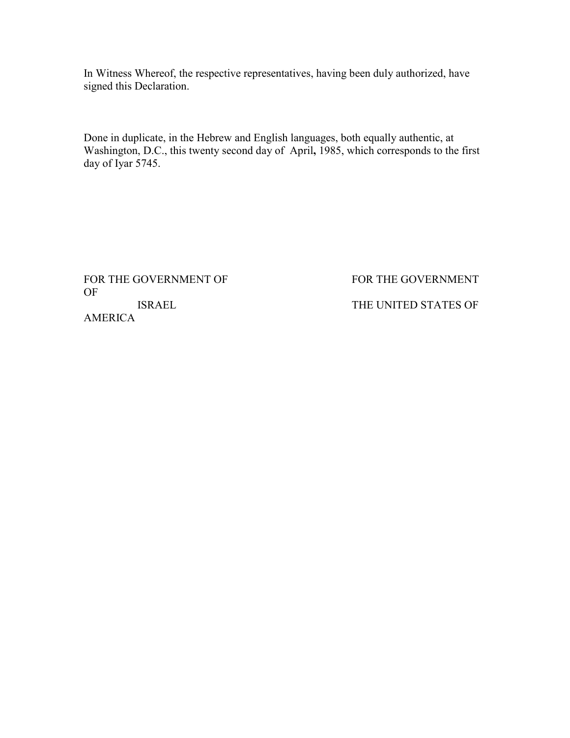In Witness Whereof, the respective representatives, having been duly authorized, have signed this Declaration.

Done in duplicate, in the Hebrew and English languages, both equally authentic, at Washington, D.C., this twenty second day of April**,** 1985, which corresponds to the first day of Iyar 5745.

| | |
|---|---|
| FOR THE GOVERNMENT OF ISRAEL | FOR THE GOVERNMENT OF THE UNITED STATES OF AMERICA |